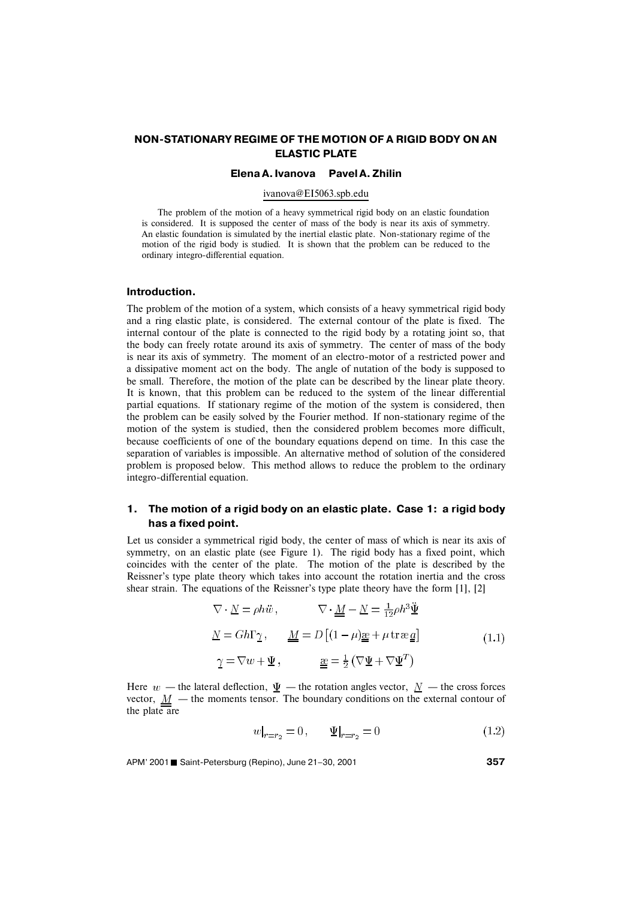# NON-STATIONARY REGIME OF THE MOTION OF A RIGID BODY ON AN ELASTIC PLATE

**Elena A. Ivanova Pavel A. Zhilin**

ivanova@EI5063.spb.edu

The problem of the motion of a heavy symmetrical rigid body on an elastic foundation is considered. It is supposed the center of mass of the body is near its axis of symmetry. An elastic foundation is simulated by the inertial elastic plate. Non-stationary regime of the motion of the rigid body is studied. It is shown that the problem can be reduced to the ordinary integro-differential equation.

## Introduction.

The problem of the motion of a system, which consists of a heavy symmetrical rigid body and a ring elastic plate, is considered. The external contour of the plate is fixed. The internal contour of the plate is connected to the rigid body by a rotating joint so, that the body can freely rotate around its axis of symmetry. The center of mass of the body is near its axis of symmetry. The moment of an electro-motor of a restricted power and a dissipative moment act on the body. The angle of nutation of the body is supposed to be small. Therefore, the motion of the plate can be described by the linear plate theory. It is known, that this problem can be reduced to the system of the linear differential partial equations. If stationary regime of the motion of the system is considered, then the problem can be easily solved by the Fourier method. If non-stationary regime of the motion of the system is studied, then the considered problem becomes more difficult, because coefficients of one of the boundary equations depend on time. In this case the separation of variables is impossible. An alternative method of solution of the considered problem is proposed below. This method allows to reduce the problem to the ordinary integro-differential equation.

## 1. The motion of a rigid body on an elastic plate. Case 1: a rigid body has a fixed point.

Let us consider a symmetrical rigid body, the center of mass of which is near its axis of symmetry, on an elastic plate (see Figure 1). The rigid body has a fixed point, which coincides with the center of the plate. The motion of the plate is described by the Reissner's type plate theory which takes into account the rotation inertia and the cross shear strain. The equations of the Reissner's type plate theory have the form [1], [2]

$$
\begin{aligned}
&\nabla \cdot \underline{N} = \rho h \ddot{w}, \qquad && \nabla \cdot \underline{\underline{M}} - \underline{N} = \tfrac{1}{12}\rho h^3 \underline{\ddot{\Psi}} \\
&\underline{N} = G h \Gamma \underline{\gamma}, \qquad && \underline{\underline{M}} = D\left[(1-\mu)\underline{\underline{æ}} + \mu \,\mathrm{tr}\, æ\, \underline{\underline{g}}\right] \\
&\underline{\gamma} = \nabla w + \underline{\Psi}, \qquad && \underline{\underline{æ}} = \tfrac{1}{2}\left(\nabla \underline{\Psi} + \nabla \underline{\Psi}^T\right)
\end{aligned}
\tag{1.1}
$$

Here $w$ — the lateral deflection, $\underline{\Psi}$ — the rotation angles vector, $\underline{N}$ — the cross forces vector, $\underline{\underline{M}}$ — the moments tensor. The boundary conditions on the external contour of the plate are

$$
w\big|_{r=r_2} = 0\,, \qquad \underline{\Psi}\big|_{r=r_2} = 0 \tag{1.2}
$$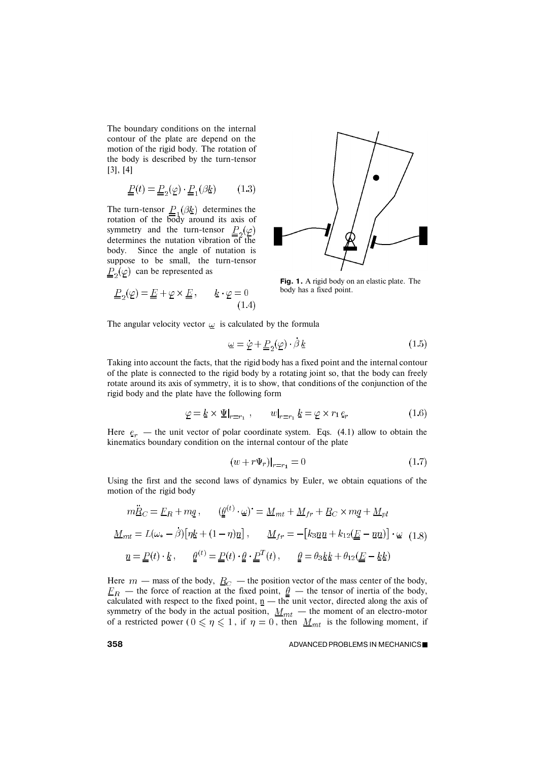The boundary conditions on the internal contour of the plate are depend on the motion of the rigid body. The rotation of the body is described by the turn-tensor [3], [4]

$$\underline{\underline{P}}(t) = \underline{\underline{P}}_2(\underline{\varphi}) \cdot \underline{\underline{P}}_1(\beta \underline{k}) \qquad (1.3)$$

The turn-tensor $\underline{\underline{P}}_1(\beta \underline{k})$ determines the rotation of the body around its axis of symmetry and the turn-tensor $\underline{\underline{P}}_2(\underline{\varphi})$ determines the nutation vibration of the body. Since the angle of nutation is suppose to be small, the turn-tensor $\underline{\underline{P}}_2(\underline{\varphi})$ can be represented as

$$\underline{\underline{P}}_2(\underline{\varphi}) = \underline{\underline{E}} + \underline{\varphi} \times \underline{\underline{E}}, \qquad \underline{k} \cdot \underline{\varphi} = 0 \qquad (1.4)$$

**Fig. 1.** A rigid body on an elastic plate. The body has a fixed point.

The angular velocity vector $\underline{\omega}$ is calculated by the formula

$$\underline{\omega} = \dot{\underline{\varphi}} + \underline{\underline{P}}_2(\underline{\varphi}) \cdot \dot{\beta}\, \underline{k} \qquad (1.5)$$

Taking into account the facts, that the rigid body has a fixed point and the internal contour of the plate is connected to the rigid body by a rotating joint so, that the body can freely rotate around its axis of symmetry, it is to show, that conditions of the conjunction of the rigid body and the plate have the following form

$$\underline{\varphi} = \underline{k} \times \underline{\Psi}|_{r=r_1}\,, \qquad w|_{r=r_1}\, \underline{k} = \underline{\varphi} \times r_1\, \underline{e}_r \qquad (1.6)$$

Here $\underline{e}_r$ — the unit vector of polar coordinate system. Eqs. (4.1) allow to obtain the kinematics boundary condition on the internal contour of the plate

$$(w + r\Psi_r)|_{r=r_1} = 0 \qquad (1.7)$$

Using the first and the second laws of dynamics by Euler, we obtain equations of the motion of the rigid body

$$\begin{gathered}
m\ddot{\underline{R}}_C = \underline{F}_R + m\underline{g}\,, \qquad (\underline{\underline{\theta}}^{(t)} \cdot \underline{\omega})^{\bullet} = \underline{M}_{mt} + \underline{M}_{fr} + \underline{R}_C \times m\underline{g} + \underline{M}_{pl} \\
\underline{M}_{mt} = L(\omega_* - \dot{\beta})\big[\eta\underline{k} + (1-\eta)\underline{n}\big]\,, \qquad \underline{M}_{fr} = -\big[k_3\underline{n}\,\underline{n} + k_{12}(\underline{\underline{E}} - \underline{n}\,\underline{n})\big] \cdot \underline{\omega} \qquad (1.8) \\
\underline{n} = \underline{\underline{P}}(t) \cdot \underline{k}\,, \qquad \underline{\underline{\theta}}^{(t)} = \underline{\underline{P}}(t) \cdot \underline{\underline{\theta}} \cdot \underline{\underline{P}}^T(t)\,, \qquad \underline{\underline{\theta}} = \theta_3\underline{k}\,\underline{k} + \theta_{12}(\underline{\underline{E}} - \underline{k}\,\underline{k})
\end{gathered}$$

Here $m$ — mass of the body, $\underline{R}_C$ — the position vector of the mass center of the body, $\underline{F}_R$ — the force of reaction at the fixed point, $\underline{\underline{\theta}}$ — the tensor of inertia of the body, calculated with respect to the fixed point, $\underline{n}$ — the unit vector, directed along the axis of symmetry of the body in the actual position, $\underline{M}_{mt}$ — the moment of an electro-motor of a restricted power ( $0 \leqslant \eta \leqslant 1$ , if $\eta = 0$, then $\underline{M}_{mt}$ is the following moment, if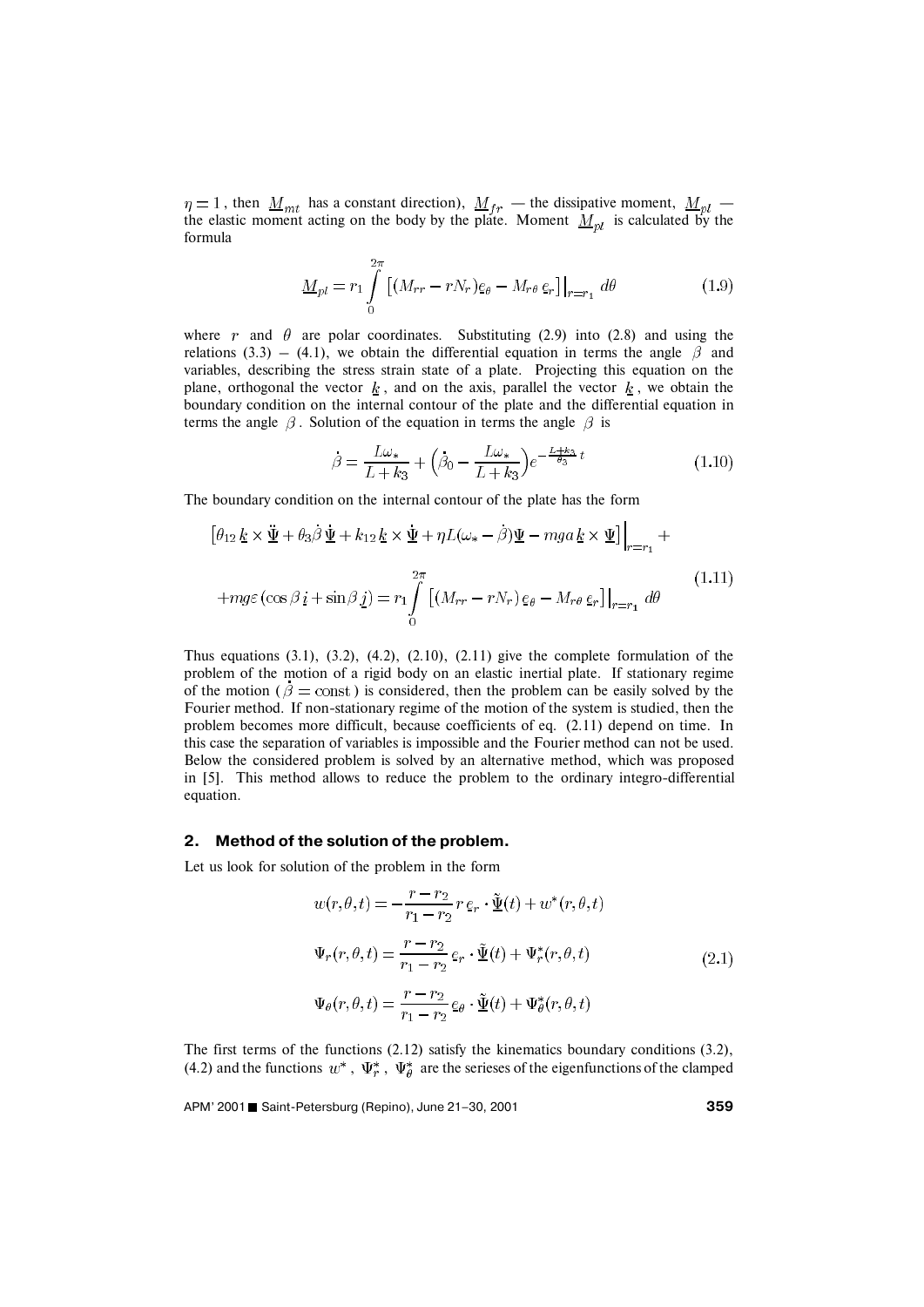$\eta = 1$, then $\underline{M}_{mt}$ has a constant direction), $\underline{M}_{fr}$ — the dissipative moment, $\underline{M}_{pl}$ — the elastic moment acting on the body by the plate. Moment $\underline{M}_{pl}$ is calculated by the formula

$$\underline{M}_{pl} = r_1 \int\limits_0^{2\pi} \left[ (M_{rr} - rN_r)\underline{e}_\theta - M_{r\theta}\, \underline{e}_r \right]\Big|_{r=r_1} d\theta \tag{1.9}$$

where $r$ and $\theta$ are polar coordinates. Substituting (2.9) into (2.8) and using the relations (3.3) – (4.1), we obtain the differential equation in terms the angle $\beta$ and variables, describing the stress strain state of a plate. Projecting this equation on the plane, orthogonal the vector $\underline{k}$, and on the axis, parallel the vector $\underline{k}$, we obtain the boundary condition on the internal contour of the plate and the differential equation in terms the angle $\beta$. Solution of the equation in terms the angle $\beta$ is

$$\dot{\beta} = \frac{L\omega_*}{L + k_3} + \left(\dot{\beta}_0 - \frac{L\omega_*}{L + k_3}\right) e^{-\frac{L+k_3}{\theta_3} t} \tag{1.10}$$

The boundary condition on the internal contour of the plate has the form

$$\begin{gathered}
\left[\theta_{12}\, \underline{k} \times \ddot{\underline{\Psi}} + \theta_3 \dot{\beta}\, \dot{\underline{\Psi}} + k_{12}\, \underline{k} \times \dot{\underline{\Psi}} + \eta L(\omega_* - \dot{\beta})\underline{\Psi} - mga\, \underline{k} \times \underline{\Psi}\right]\Big|_{r=r_1} + \\
+ mg\varepsilon\,(\cos\beta\, \underline{i} + \sin\beta\, \underline{j}) = r_1 \int\limits_0^{2\pi} \left[ (M_{rr} - rN_r)\, \underline{e}_\theta - M_{r\theta}\, \underline{e}_r \right]\Big|_{r=r_1} d\theta
\end{gathered} \tag{1.11}$$

Thus equations (3.1), (3.2), (4.2), (2.10), (2.11) give the complete formulation of the problem of the motion of a rigid body on an elastic inertial plate. If stationary regime of the motion ($\dot{\beta} = \text{const}$) is considered, then the problem can be easily solved by the Fourier method. If non-stationary regime of the motion of the system is studied, then the problem becomes more difficult, because coefficients of eq. (2.11) depend on time. In this case the separation of variables is impossible and the Fourier method can not be used. Below the considered problem is solved by an alternative method, which was proposed in [5]. This method allows to reduce the problem to the ordinary integro-differential equation.

## 2. Method of the solution of the problem.

Let us look for solution of the problem in the form

$$\begin{aligned}
w(r,\theta,t) &= -\frac{r - r_2}{r_1 - r_2}\, r\, \underline{e}_r \cdot \tilde{\underline{\Psi}}(t) + w^*(r,\theta,t) \\
\Psi_r(r,\theta,t) &= \frac{r - r_2}{r_1 - r_2}\, \underline{e}_r \cdot \tilde{\underline{\Psi}}(t) + \Psi_r^*(r,\theta,t) \\
\Psi_\theta(r,\theta,t) &= \frac{r - r_2}{r_1 - r_2}\, \underline{e}_\theta \cdot \tilde{\underline{\Psi}}(t) + \Psi_\theta^*(r,\theta,t)
\end{aligned} \tag{2.1}$$

The first terms of the functions (2.12) satisfy the kinematics boundary conditions (3.2), (4.2) and the functions $w^*$, $\Psi_r^*$, $\Psi_\theta^*$ are the serieses of the eigenfunctions of the clamped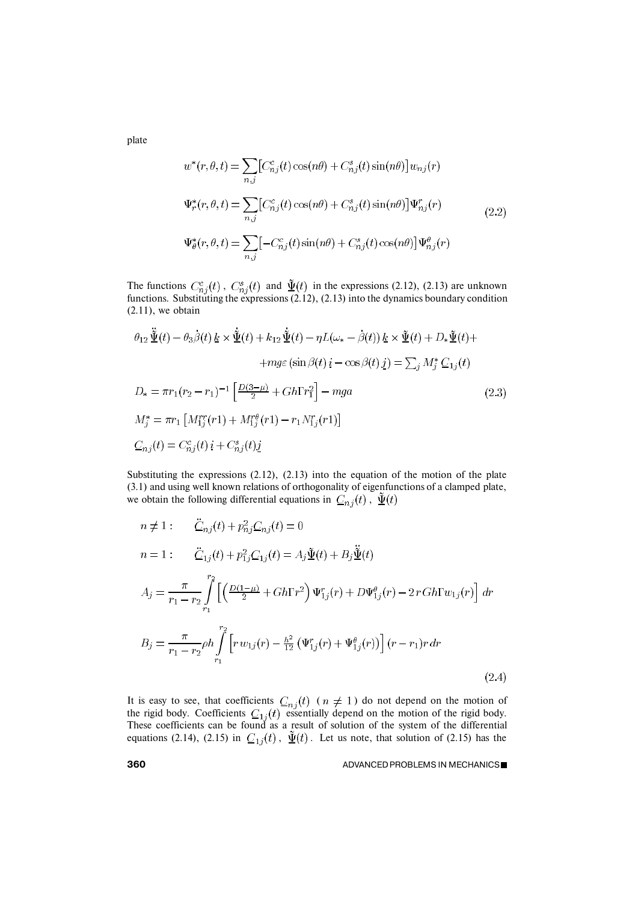plate

$$
\begin{aligned}
w^*(r,\theta,t) &= \sum_{n,j}\big[C^c_{nj}(t)\cos(n\theta) + C^s_{nj}(t)\sin(n\theta)\big]w_{nj}(r) \\
\Psi^*_r(r,\theta,t) &= \sum_{n,j}\big[C^c_{nj}(t)\cos(n\theta) + C^s_{nj}(t)\sin(n\theta)\big]\Psi^r_{nj}(r) \\
\Psi^*_\theta(r,\theta,t) &= \sum_{n,j}\big[-C^c_{nj}(t)\sin(n\theta) + C^s_{nj}(t)\cos(n\theta)\big]\Psi^\theta_{nj}(r)
\end{aligned}
\tag{2.2}
$$

The functions $C^c_{nj}(t)$, $C^s_{nj}(t)$ and $\underline{\tilde{\Psi}}(t)$ in the expressions (2.12), (2.13) are unknown functions. Substituting the expressions (2.12), (2.13) into the dynamics boundary condition (2.11), we obtain

$$
\begin{aligned}
&\theta_{12}\,\ddot{\underline{\tilde{\Psi}}}(t) - \theta_3\dot{\beta}(t)\,\underline{k}\times\dot{\underline{\tilde{\Psi}}}(t) + k_{12}\,\dot{\underline{\tilde{\Psi}}}(t) - \eta L(\omega_* - \dot{\beta}(t))\,\underline{k}\times\underline{\tilde{\Psi}}(t) + D_*\underline{\tilde{\Psi}}(t) + \\
&\qquad + mg\varepsilon\,(\sin\beta(t)\,\underline{i} - \cos\beta(t)\,\underline{j}) = \textstyle\sum_j M^*_j\,\underline{C}_{1j}(t) \\
&D_* = \pi r_1(r_2 - r_1)^{-1}\left[\tfrac{D(3-\mu)}{2} + Gh\Gamma r_1^2\right] - mga \\
&M^*_j = \pi r_1\left[M^{rr}_{1j}(r1) + M^{r\theta}_{1j}(r1) - r_1 N^r_{1j}(r1)\right] \\
&\underline{C}_{nj}(t) = C^c_{nj}(t)\,\underline{i} + C^s_{nj}(t)\underline{j}
\end{aligned}
\tag{2.3}
$$

Substituting the expressions (2.12), (2.13) into the equation of the motion of the plate (3.1) and using well known relations of orthogonality of eigenfunctions of a clamped plate, we obtain the following differential equations in $\underline{C}_{nj}(t)$, $\underline{\tilde{\Psi}}(t)$

$$
\begin{aligned}
&n \neq 1: \quad \ddot{\underline{C}}_{nj}(t) + p^2_{nj}\underline{C}_{nj}(t) = 0 \\
&n = 1: \quad \ddot{\underline{C}}_{1j}(t) + p^2_{1j}\underline{C}_{1j}(t) = A_j\underline{\tilde{\Psi}}(t) + B_j\ddot{\underline{\tilde{\Psi}}}(t) \\
&A_j = \frac{\pi}{r_1 - r_2}\int_{r_1}^{r_2}\left[\left(\tfrac{D(1-\mu)}{2} + Gh\Gamma r^2\right)\Psi^r_{1j}(r) + D\Psi^\theta_{1j}(r) - 2\,r\,Gh\Gamma w_{1j}(r)\right]dr \\
&B_j = \frac{\pi}{r_1 - r_2}\rho h\int_{r_1}^{r_2}\left[r\,w_{1j}(r) - \tfrac{h^2}{12}\left(\Psi^r_{1j}(r) + \Psi^\theta_{1j}(r)\right)\right](r - r_1)r\,dr
\end{aligned}
\tag{2.4}
$$

It is easy to see, that coefficients $\underline{C}_{nj}(t)$ ( $n \neq 1$ ) do not depend on the motion of the rigid body. Coefficients $\underline{C}_{1j}(t)$ essentially depend on the motion of the rigid body. These coefficients can be found as a result of solution of the system of the differential equations (2.14), (2.15) in $\underline{C}_{1j}(t)$, $\underline{\Psi}(t)$. Let us note, that solution of (2.15) has the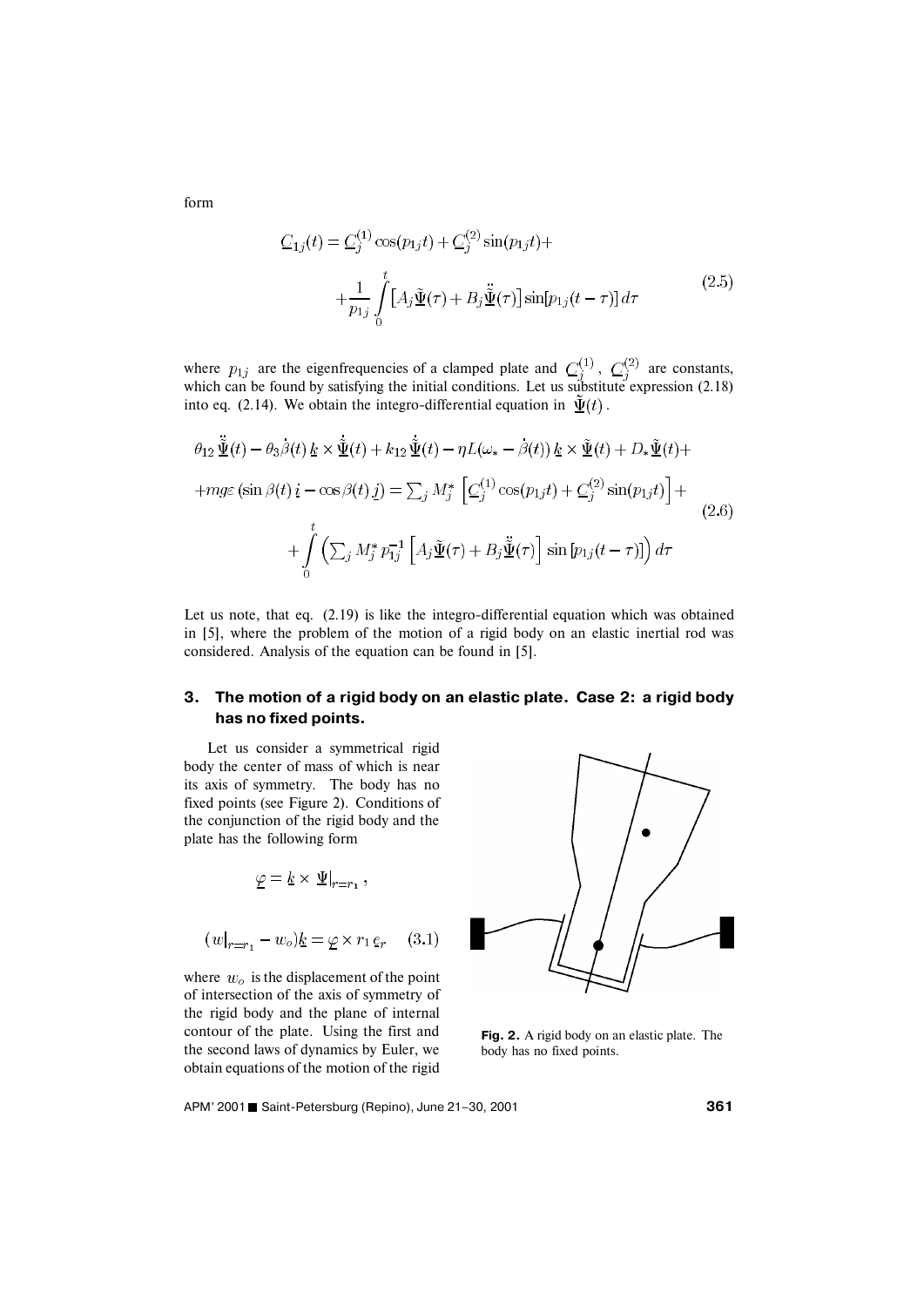form

$$
\underline{C}_{1j}(t) = \underline{C}_j^{(1)} \cos(p_{1j} t) + \underline{C}_j^{(2)} \sin(p_{1j} t) + \\
+ \frac{1}{p_{1j}} \int_0^t \left[ A_j \underline{\tilde{\Psi}}(\tau) + B_j \ddot{\underline{\tilde{\Psi}}}(\tau) \right] \sin[p_{1j}(t-\tau)]\, d\tau \tag{2.5}
$$

where $p_{1j}$ are the eigenfrequencies of a clamped plate and $\underline{C}_j^{(1)}$, $\underline{C}_j^{(2)}$ are constants, which can be found by satisfying the initial conditions. Let us substitute expression (2.18) into eq. (2.14). We obtain the integro-differential equation in $\underline{\tilde{\Psi}}(t)$.

$$
\theta_{12}\, \ddot{\underline{\tilde{\Psi}}}(t) - \theta_3 \dot{\beta}(t)\, \underline{k} \times \dot{\underline{\tilde{\Psi}}}(t) + k_{12}\, \dot{\underline{\tilde{\Psi}}}(t) - \eta L(\omega_* - \dot{\beta}(t))\, \underline{k} \times \underline{\tilde{\Psi}}(t) + D_* \underline{\tilde{\Psi}}(t) + \\
+ mg\varepsilon \left(\sin\beta(t)\, \underline{i} - \cos\beta(t)\, \underline{j}\right) = \sum_j M_j^* \left[ \underline{C}_j^{(1)} \cos(p_{1j} t) + \underline{C}_j^{(2)} \sin(p_{1j} t) \right] + \\
+ \int_0^t \left( \sum_j M_j^* p_{1j}^{-1} \left[ A_j \underline{\tilde{\Psi}}(\tau) + B_j \ddot{\underline{\tilde{\Psi}}}(\tau) \right] \sin\left[p_{1j}(t-\tau)\right] \right) d\tau \tag{2.6}
$$

Let us note, that eq. (2.19) is like the integro-differential equation which was obtained in [5], where the problem of the motion of a rigid body on an elastic inertial rod was considered. Analysis of the equation can be found in [5].

## 3. The motion of a rigid body on an elastic plate. Case 2: a rigid body has no fixed points.

Let us consider a symmetrical rigid body the center of mass of which is near its axis of symmetry. The body has no fixed points (see Figure 2). Conditions of the conjunction of the rigid body and the plate has the following form

$$
\underline{\varphi} = \underline{k} \times \underline{\Psi}|_{r=r_1},
$$

$$
(w|_{r=r_1} - w_o)\underline{k} = \underline{\varphi} \times r_1 \underline{e}_r \tag{3.1}
$$

where $w_o$ is the displacement of the point of intersection of the axis of symmetry of the rigid body and the plane of internal contour of the plate. Using the first and the second laws of dynamics by Euler, we obtain equations of the motion of the rigid

**Fig. 2.** A rigid body on an elastic plate. The body has no fixed points.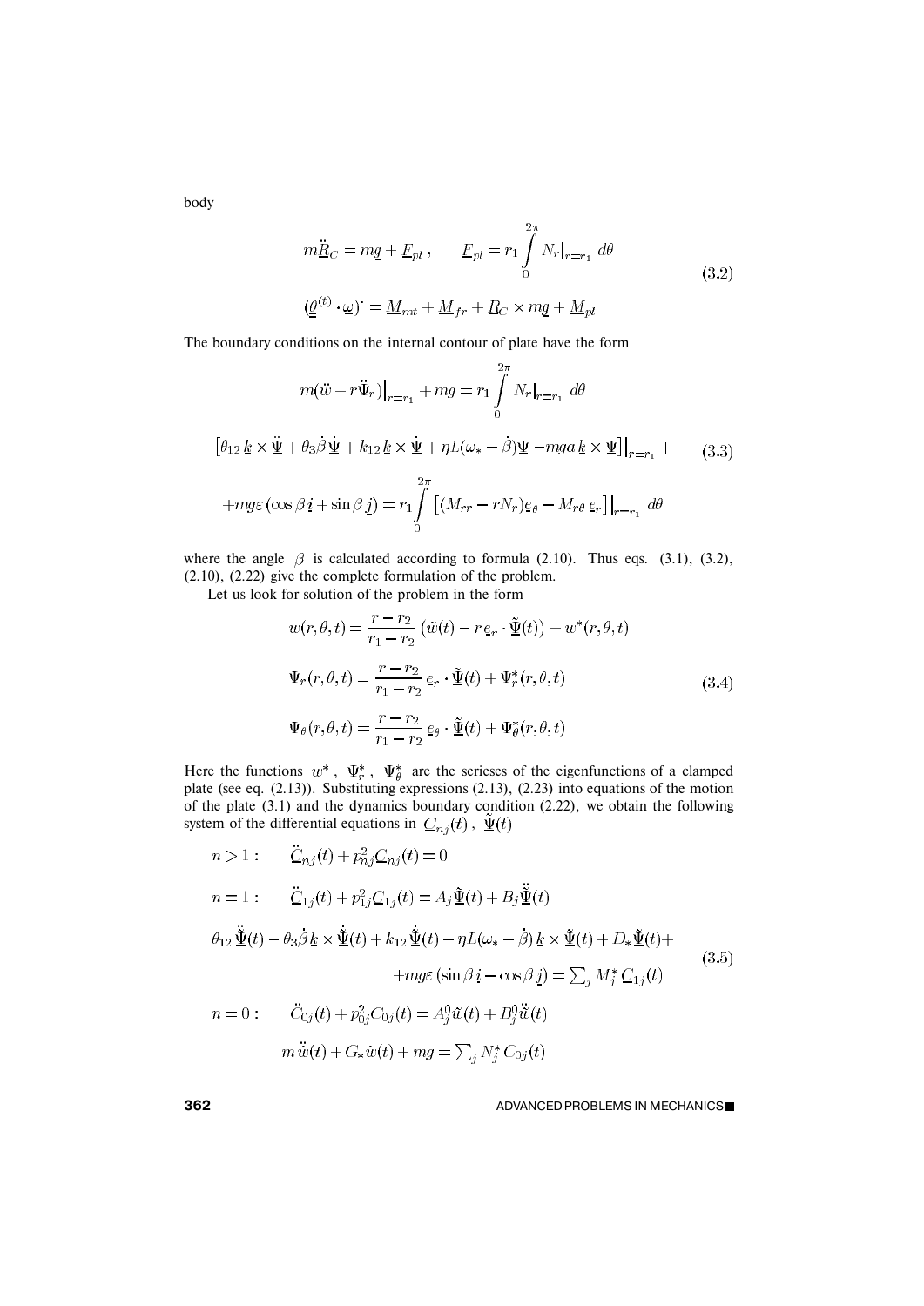body

$$
m\ddot{\underline{R}}_C = m\underline{g} + \underline{F}_{pl}\,, \qquad \underline{F}_{pl} = r_1 \int\limits_0^{2\pi} N_r\big|_{r=r_1}\, d\theta
$$

$$
(\underline{\underline{\theta}}^{(t)} \cdot \underline{\omega})^{\cdot} = \underline{M}_{mt} + \underline{M}_{fr} + \underline{R}_C \times m\underline{g} + \underline{M}_{pl} \tag{3.2}
$$

The boundary conditions on the internal contour of plate have the form

$$
m(\ddot{w} + r\ddot{\Psi}_r)\big|_{r=r_1} + mg = r_1 \int\limits_0^{2\pi} N_r\big|_{r=r_1}\, d\theta
$$

$$
\left[\theta_{12}\,\underline{k} \times \ddot{\underline{\Psi}} + \theta_3 \dot{\beta}\,\dot{\underline{\Psi}} + k_{12}\,\underline{k} \times \dot{\underline{\Psi}} + \eta L(\omega_* - \dot{\beta})\underline{\Psi} - mga\,\underline{k} \times \underline{\Psi}\right]\Big|_{r=r_1} + \tag{3.3}
$$

$$
+ mg\varepsilon\,(\cos\beta\,\underline{i} + \sin\beta\,\underline{j}) = r_1 \int\limits_0^{2\pi} \left[(M_{rr} - rN_r)\underline{e}_\theta - M_{r\theta}\,\underline{e}_r\right]\Big|_{r=r_1}\, d\theta
$$

where the angle $\beta$ is calculated according to formula (2.10). Thus eqs. (3.1), (3.2), (2.10), (2.22) give the complete formulation of the problem.

Let us look for solution of the problem in the form

$$
w(r,\theta,t) = \frac{r - r_2}{r_1 - r_2}\left(\tilde{w}(t) - r\,\underline{e}_r \cdot \tilde{\underline{\Psi}}(t)\right) + w^*(r,\theta,t)
$$

$$
\Psi_r(r,\theta,t) = \frac{r - r_2}{r_1 - r_2}\,\underline{e}_r \cdot \tilde{\underline{\Psi}}(t) + \Psi_r^*(r,\theta,t) \tag{3.4}
$$

$$
\Psi_\theta(r,\theta,t) = \frac{r - r_2}{r_1 - r_2}\,\underline{e}_\theta \cdot \tilde{\underline{\Psi}}(t) + \Psi_\theta^*(r,\theta,t)
$$

Here the functions $w^*$, $\Psi_r^*$, $\Psi_\theta^*$ are the serieses of the eigenfunctions of a clamped plate (see eq. (2.13)). Substituting expressions (2.13), (2.23) into equations of the motion of the plate (3.1) and the dynamics boundary condition (2.22), we obtain the following system of the differential equations in $\underline{C}_{nj}(t)$, $\tilde{\underline{\Psi}}(t)$

$$
n > 1: \qquad \ddot{\underline{C}}_{nj}(t) + p_{nj}^2 \underline{C}_{nj}(t) = 0
$$

$$
n = 1: \qquad \ddot{\underline{C}}_{1j}(t) + p_{1j}^2 \underline{C}_{1j}(t) = A_j \tilde{\underline{\Psi}}(t) + B_j \ddot{\tilde{\underline{\Psi}}}(t)
$$

$$
\theta_{12}\,\ddot{\tilde{\underline{\Psi}}}(t) - \theta_3 \dot{\beta}\,\underline{k} \times \dot{\tilde{\underline{\Psi}}}(t) + k_{12}\,\dot{\tilde{\underline{\Psi}}}(t) - \eta L(\omega_* - \dot{\beta})\,\underline{k} \times \tilde{\underline{\Psi}}(t) + D_* \tilde{\underline{\Psi}}(t) +
$$

$$
+ mg\varepsilon\,(\sin\beta\,\underline{i} - \cos\beta\,\underline{j}) = \textstyle\sum_j M_j^*\, \underline{C}_{1j}(t) \tag{3.5}
$$

$$
n = 0: \qquad \ddot{C}_{0j}(t) + p_{0j}^2 C_{0j}(t) = A_j^0 \tilde{w}(t) + B_j^0 \ddot{\tilde{w}}(t)
$$

$$
m\,\ddot{\tilde{w}}(t) + G_* \tilde{w}(t) + mg = \textstyle\sum_j N_j^*\, C_{0j}(t)
$$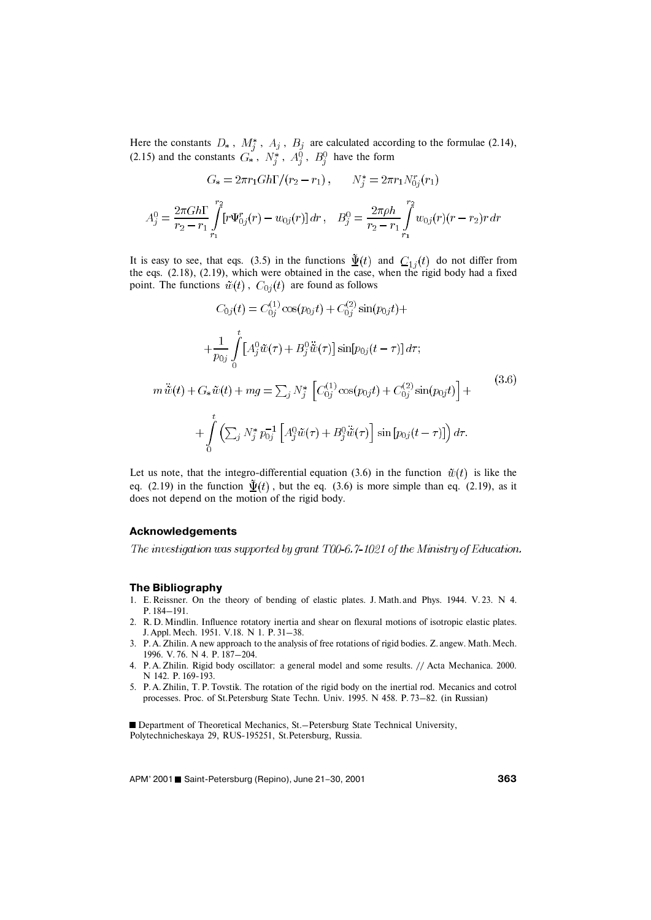Here the constants $D_*$, $M_j^*$, $A_j$, $B_j$ are calculated according to the formulae (2.14), (2.15) and the constants $G_*$, $N_j^*$, $A_j^0$, $B_j^0$ have the form

$$G_* = 2\pi r_1 G h \Gamma/(r_2 - r_1), \qquad N_j^* = 2\pi r_1 N_{0j}^r(r_1)$$

$$A_j^0 = \frac{2\pi G h \Gamma}{r_2 - r_1} \int\limits_{r_1}^{r_2} [r\Psi_{0j}^r(r) - w_{0j}(r)]\, dr, \quad B_j^0 = \frac{2\pi \rho h}{r_2 - r_1} \int\limits_{r_1}^{r_2} w_{0j}(r)(r - r_2) r\, dr$$

It is easy to see, that eqs. (3.5) in the functions $\underline{\tilde{\Psi}}(t)$ and $\underline{C}_{1j}(t)$ do not differ from the eqs. (2.18), (2.19), which were obtained in the case, when the rigid body had a fixed point. The functions $\tilde{w}(t)$, $C_{0j}(t)$ are found as follows

$$\begin{gathered}
C_{0j}(t) = C_{0j}^{(1)} \cos(p_{0j} t) + C_{0j}^{(2)} \sin(p_{0j} t) + \\
+ \frac{1}{p_{0j}} \int\limits_0^t \left[A_j^0 \tilde{w}(\tau) + B_j^0 \ddot{\tilde{w}}(\tau)\right] \sin[p_{0j}(t - \tau)]\, d\tau; \\
m\, \ddot{\tilde{w}}(t) + G_* \tilde{w}(t) + mg = \sum_j N_j^* \left[C_{0j}^{(1)} \cos(p_{0j} t) + C_{0j}^{(2)} \sin(p_{0j} t)\right] + \\
+ \int\limits_0^t \left(\sum_j N_j^* p_{0j}^{-1} \left[A_j^0 \tilde{w}(\tau) + B_j^0 \ddot{\tilde{w}}(\tau)\right] \sin\left[p_{0j}(t - \tau)\right]\right) d\tau.
\end{gathered} \tag{3.6}$$

Let us note, that the integro-differential equation (3.6) in the function $\tilde{w}(t)$ is like the eq. (2.19) in the function $\underline{\tilde{\Psi}}(t)$, but the eq. (3.6) is more simple than eq. (2.19), as it does not depend on the motion of the rigid body.

## Acknowledgements

*The investigation was supported by grant T00-6.7-1021 of the Ministry of Education.*

## The Bibliography

1. E. Reissner. On the theory of bending of elastic plates. J. Math. and Phys. 1944. V. 23. N 4. P. 184–191.
2. R. D. Mindlin. Influence rotatory inertia and shear on flexural motions of isotropic elastic plates. J. Appl. Mech. 1951. V. 18. N 1. P. 31–38.
3. P. A. Zhilin. A new approach to the analysis of free rotations of rigid bodies. Z. angew. Math. Mech. 1996. V. 76. N 4. P. 187–204.
4. P. A. Zhilin. Rigid body oscillator: a general model and some results. // Acta Mechanica. 2000. N 142. P. 169-193.
5. P. A. Zhilin, T. P. Tovstik. The rotation of the rigid body on the inertial rod. Mecanics and cotrol processes. Proc. of St.Petersburg State Techn. Univ. 1995. N 458. P. 73–82. (in Russian)

■ Department of Theoretical Mechanics, St.–Petersburg State Technical University, Polytechnicheskaya 29, RUS-195251, St.Petersburg, Russia.